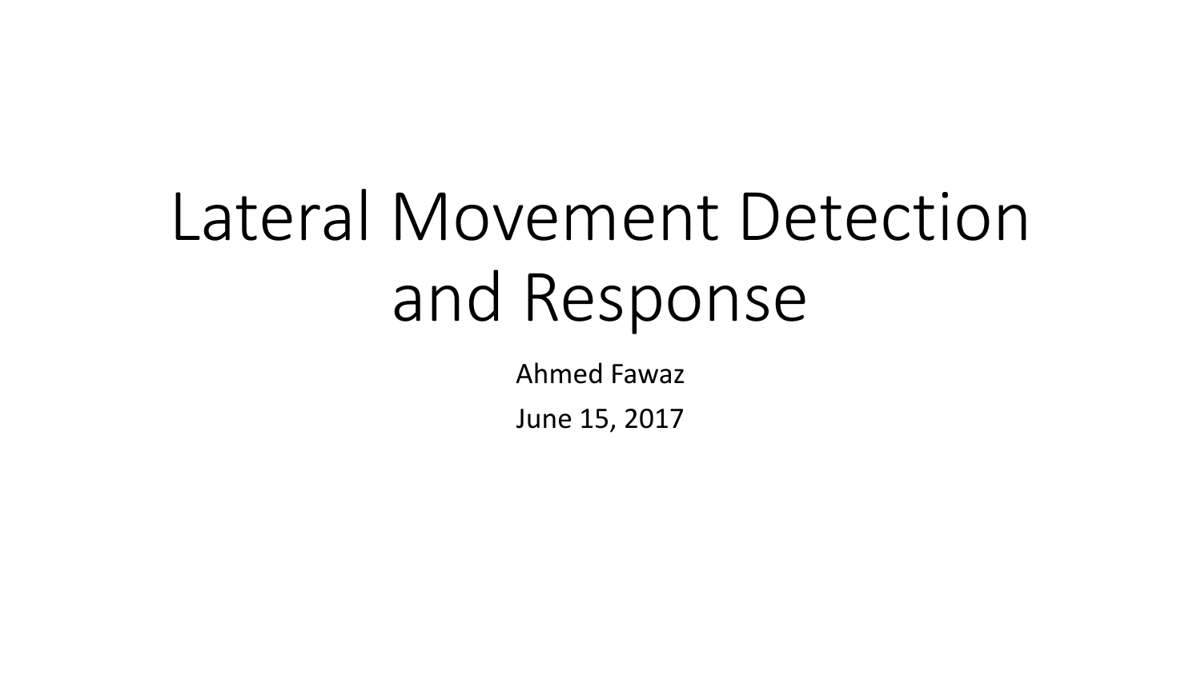# Lateral Movement Detection and Response

Ahmed Fawaz

June 15, 2017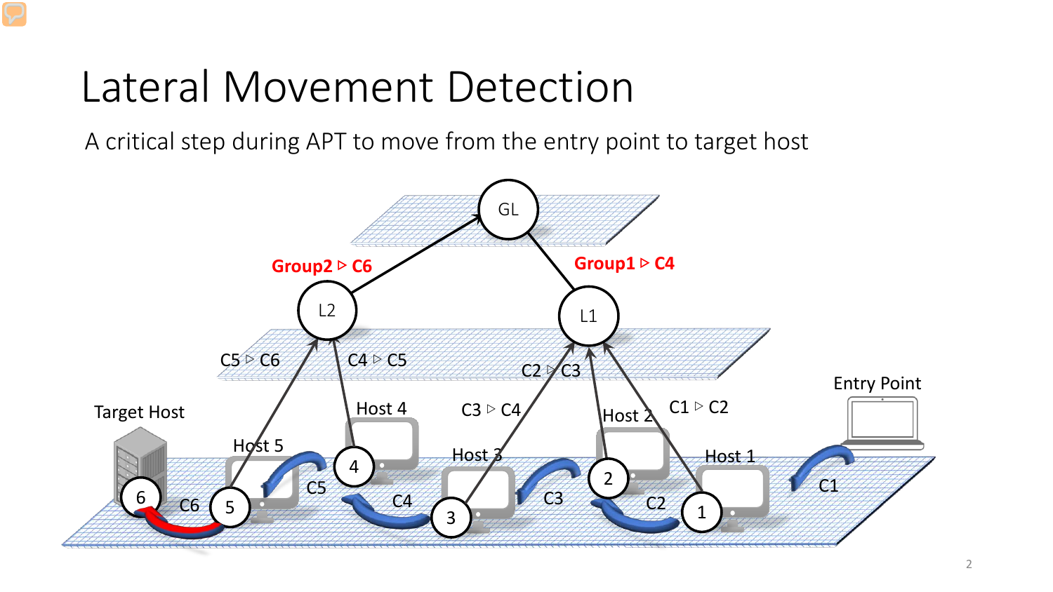# Lateral Movement Detection

A critical step during APT to move from the entry point to target host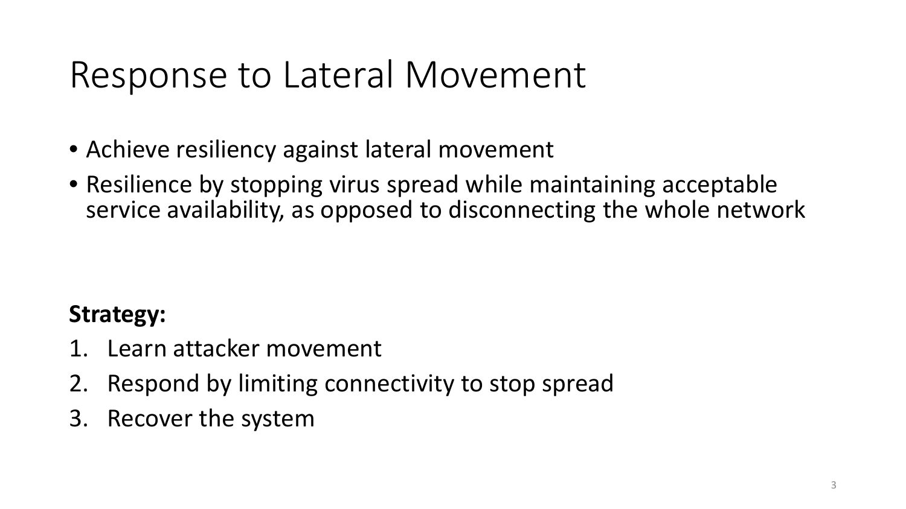# Response to Lateral Movement

- Achieve resiliency against lateral movement
- Resilience by stopping virus spread while maintaining acceptable service availability, as opposed to disconnecting the whole network

**Strategy:**

1. Learn attacker movement
2. Respond by limiting connectivity to stop spread
3. Recover the system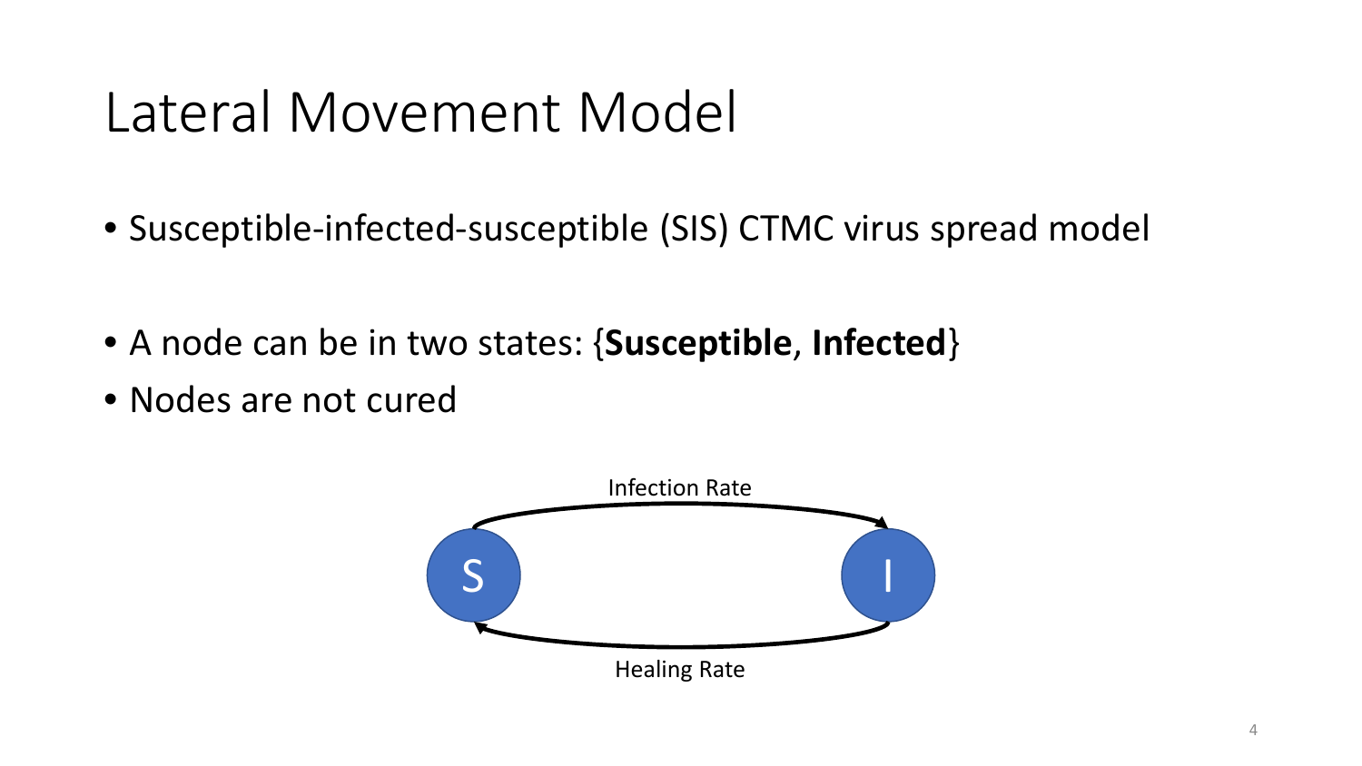# Lateral Movement Model

- Susceptible-infected-susceptible (SIS) CTMC virus spread model

- A node can be in two states: {**Susceptible**, **Infected**}
- Nodes are not cured

Infection Rate

S

I

Healing Rate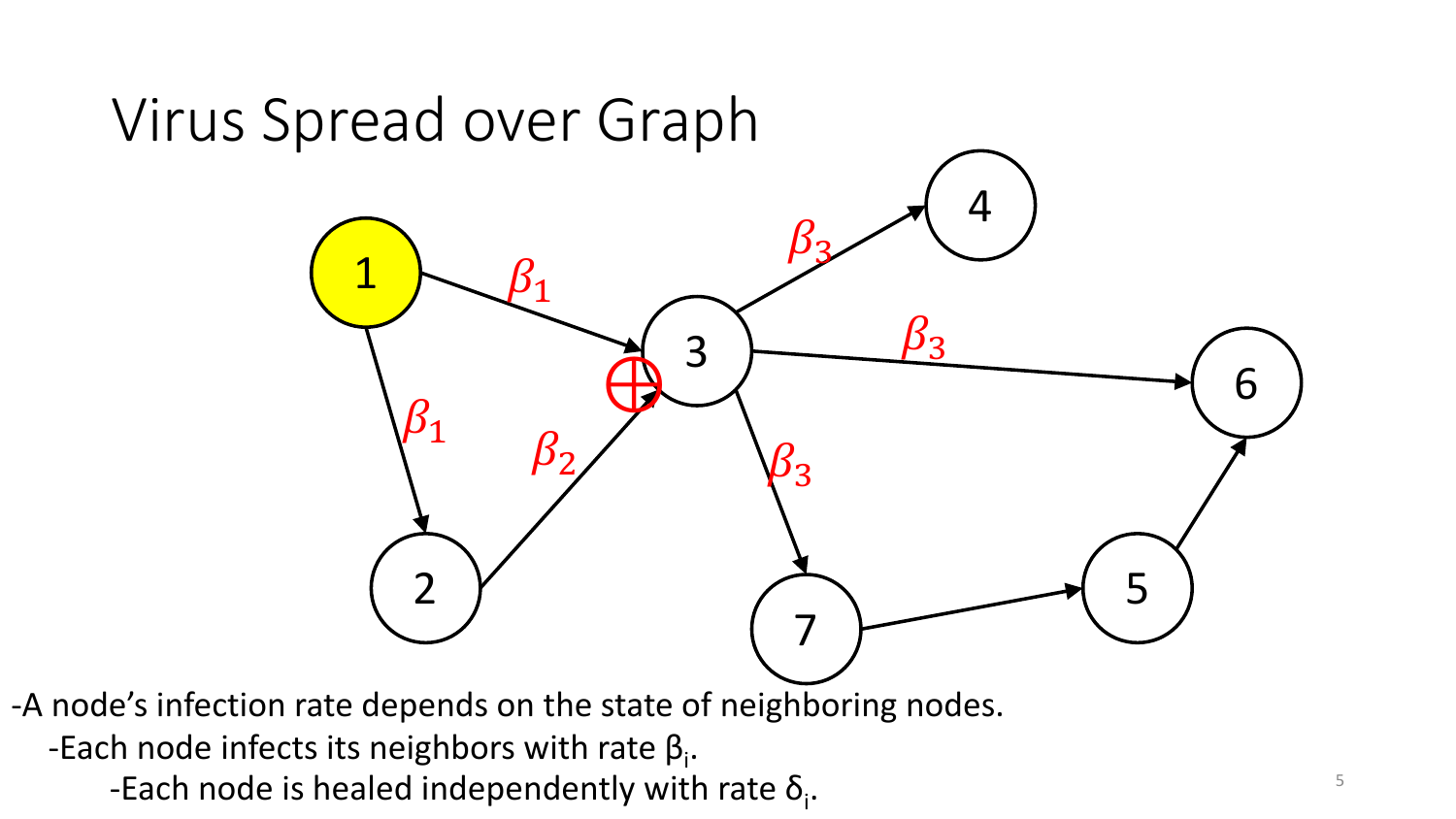# Virus Spread over Graph

- A node's infection rate depends on the state of neighboring nodes.
  - Each node infects its neighbors with rate $\beta_i$.
    - Each node is healed independently with rate $\delta_i$.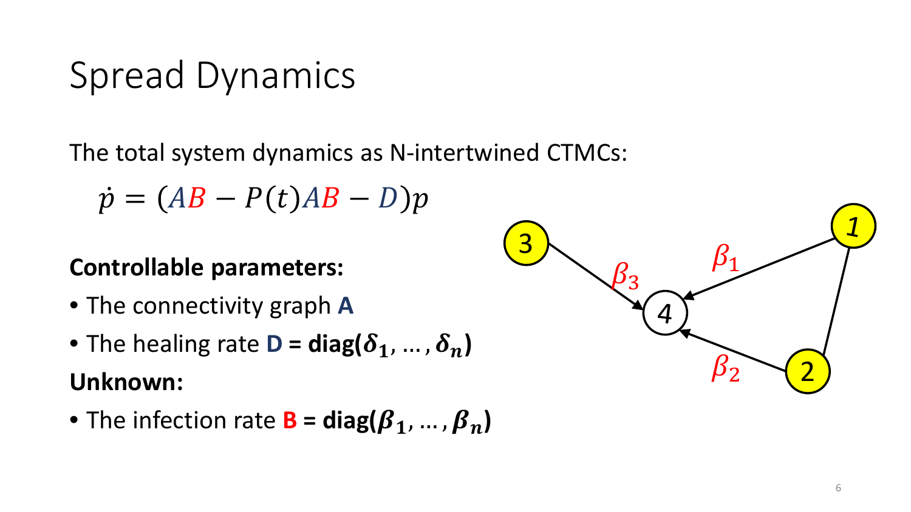# Spread Dynamics

The total system dynamics as N-intertwined CTMCs:

$$\dot{p} = (AB - P(t)AB - D)p$$

**Controllable parameters:**

- The connectivity graph **A**
- The healing rate **D = diag($\boldsymbol{\delta_1}, \dots, \boldsymbol{\delta_n}$)**

**Unknown:**

- The infection rate **B = diag($\boldsymbol{\beta_1}, \dots, \boldsymbol{\beta_n}$)**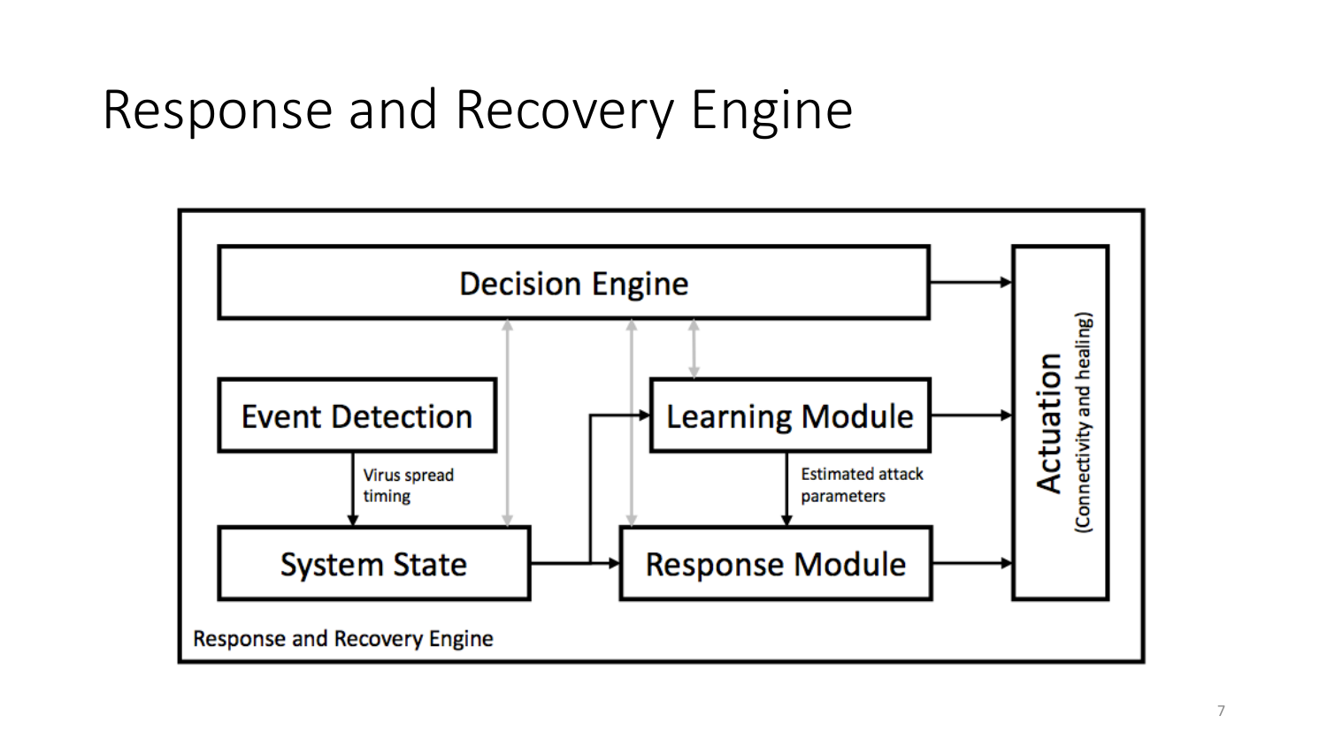# Response and Recovery Engine

Decision Engine

Event Detection

Learning Module

Virus spread timing

Estimated attack parameters

System State

Response Module

Actuation (Connectivity and healing)

Response and Recovery Engine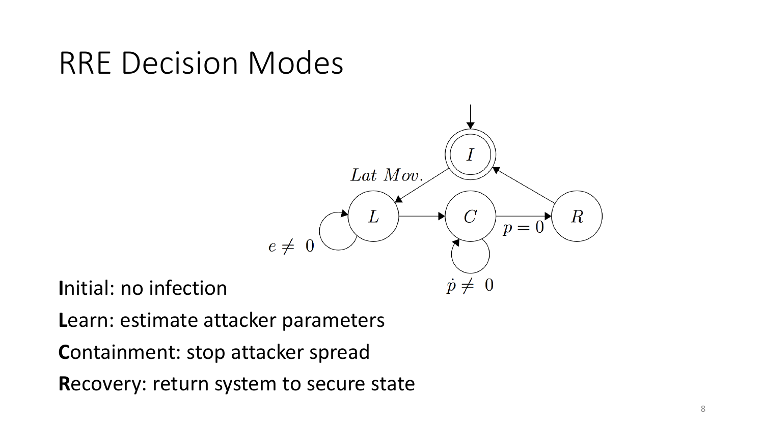# RRE Decision Modes

**I**nitial: no infection

**L**earn: estimate attacker parameters

**C**ontainment: stop attacker spread

**R**ecovery: return system to secure state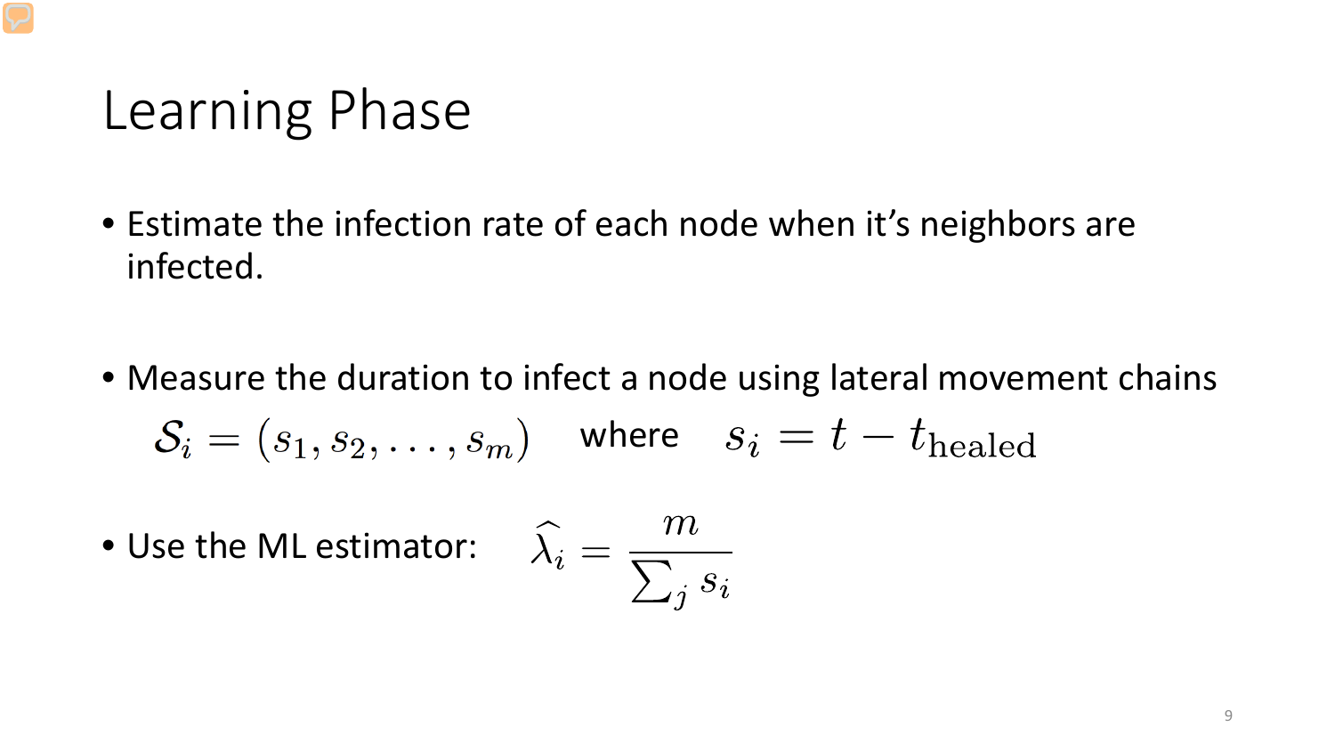# Learning Phase

- Estimate the infection rate of each node when it's neighbors are infected.

- Measure the duration to infect a node using lateral movement chains

  $\mathcal{S}_i = (s_1, s_2, \ldots, s_m)$ where $s_i = t - t_{\text{healed}}$

- Use the ML estimator: $\widehat{\lambda}_i = \dfrac{m}{\sum_j s_i}$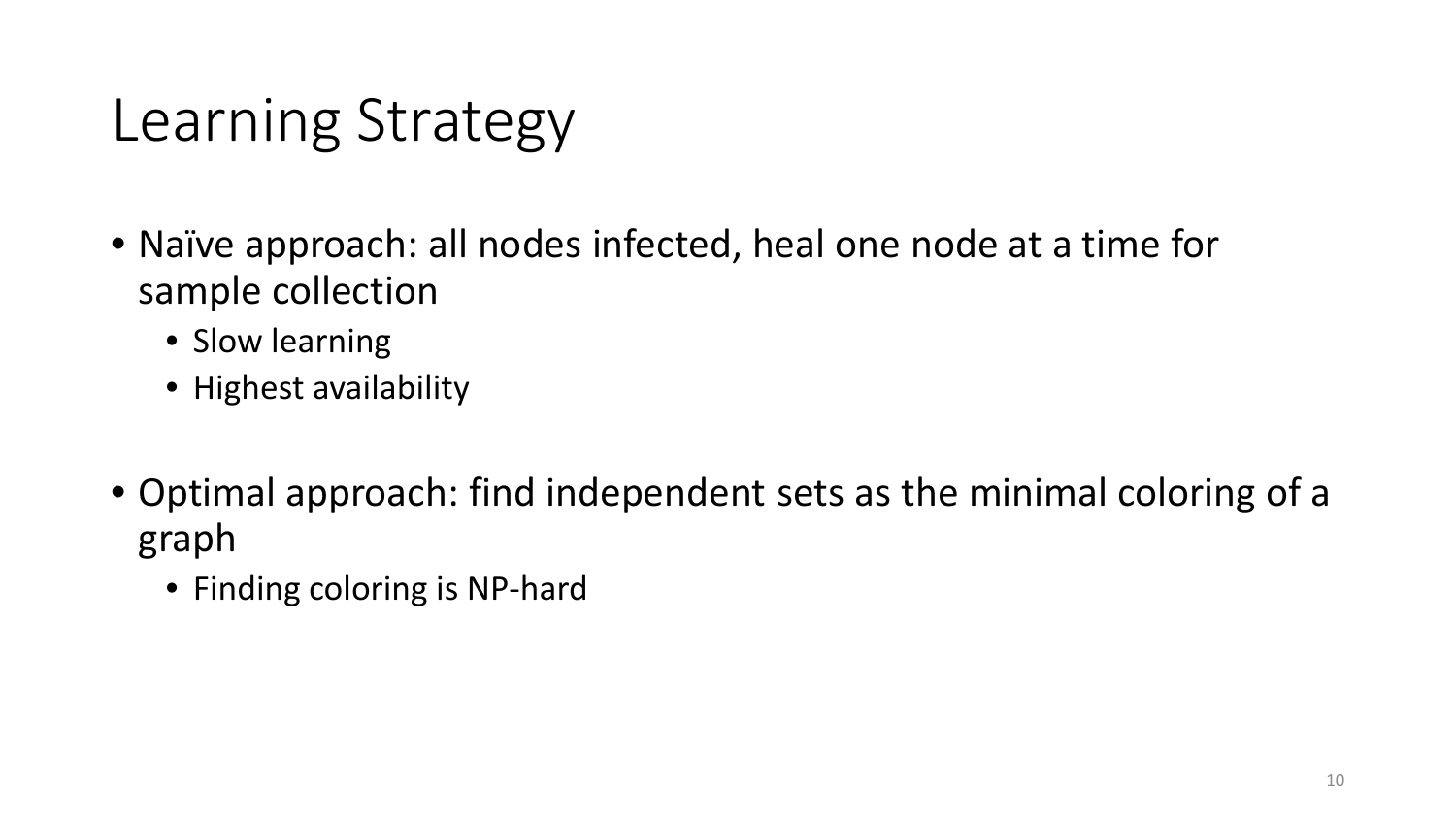# Learning Strategy

- Naïve approach: all nodes infected, heal one node at a time for sample collection
  - Slow learning
  - Highest availability

- Optimal approach: find independent sets as the minimal coloring of a graph
  - Finding coloring is NP-hard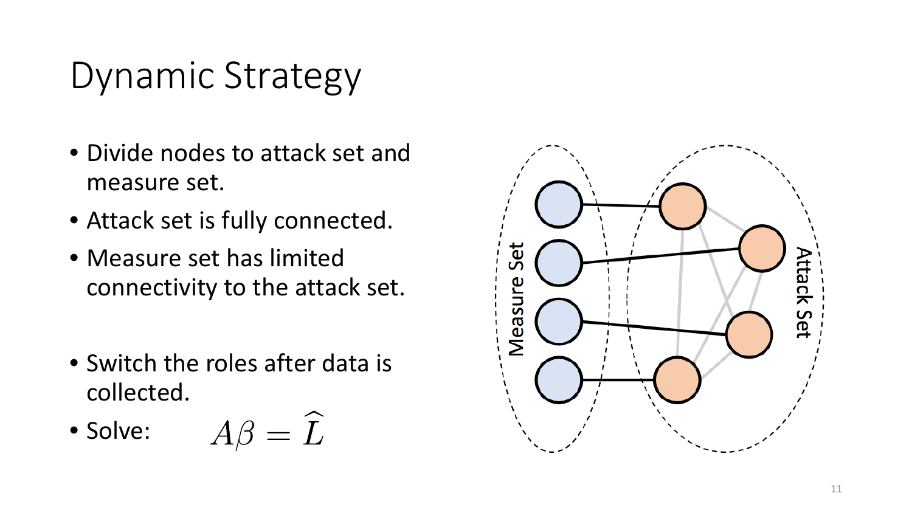# Dynamic Strategy

- Divide nodes to attack set and measure set.
- Attack set is fully connected.
- Measure set has limited connectivity to the attack set.

- Switch the roles after data is collected.
- Solve: $$A\beta = \widehat{L}$$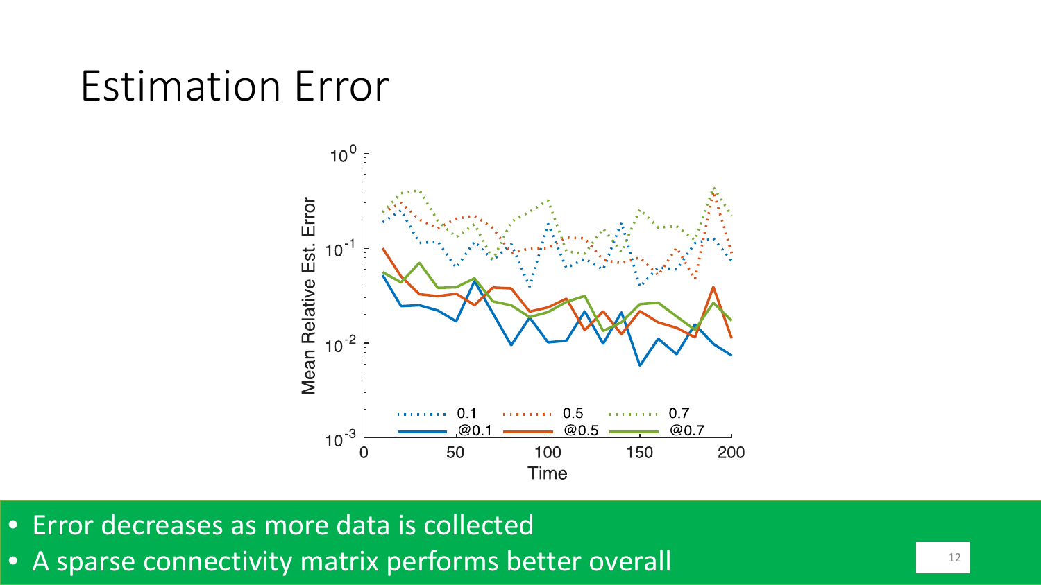# Estimation Error

- Error decreases as more data is collected
- A sparse connectivity matrix performs better overall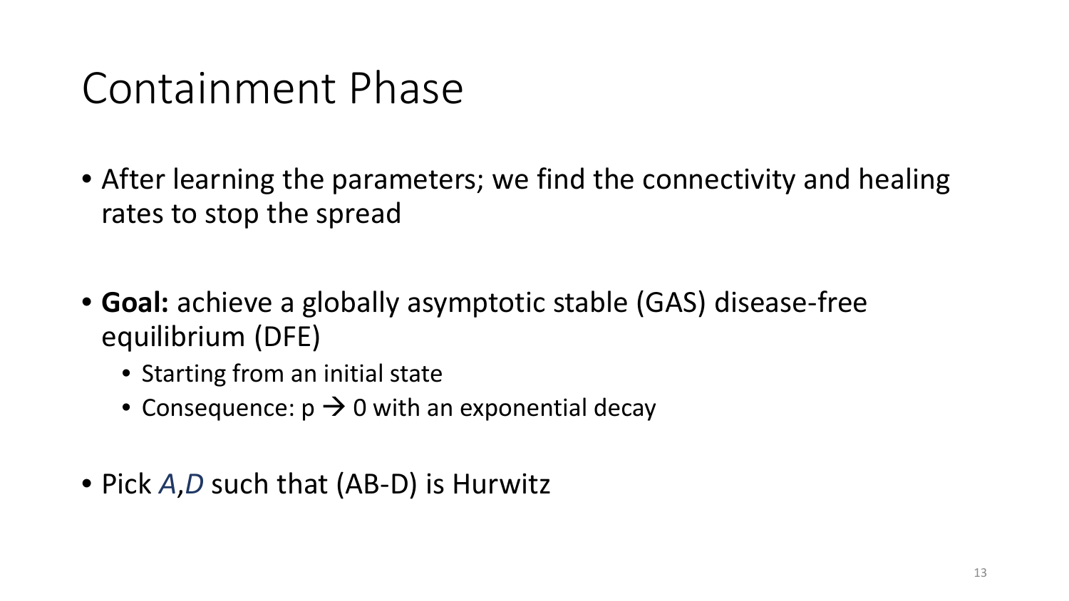# Containment Phase

- After learning the parameters; we find the connectivity and healing rates to stop the spread

- **Goal:** achieve a globally asymptotic stable (GAS) disease-free equilibrium (DFE)
  - Starting from an initial state
  - Consequence: $p \rightarrow 0$ with an exponential decay

- Pick *A*,*D* such that (AB-D) is Hurwitz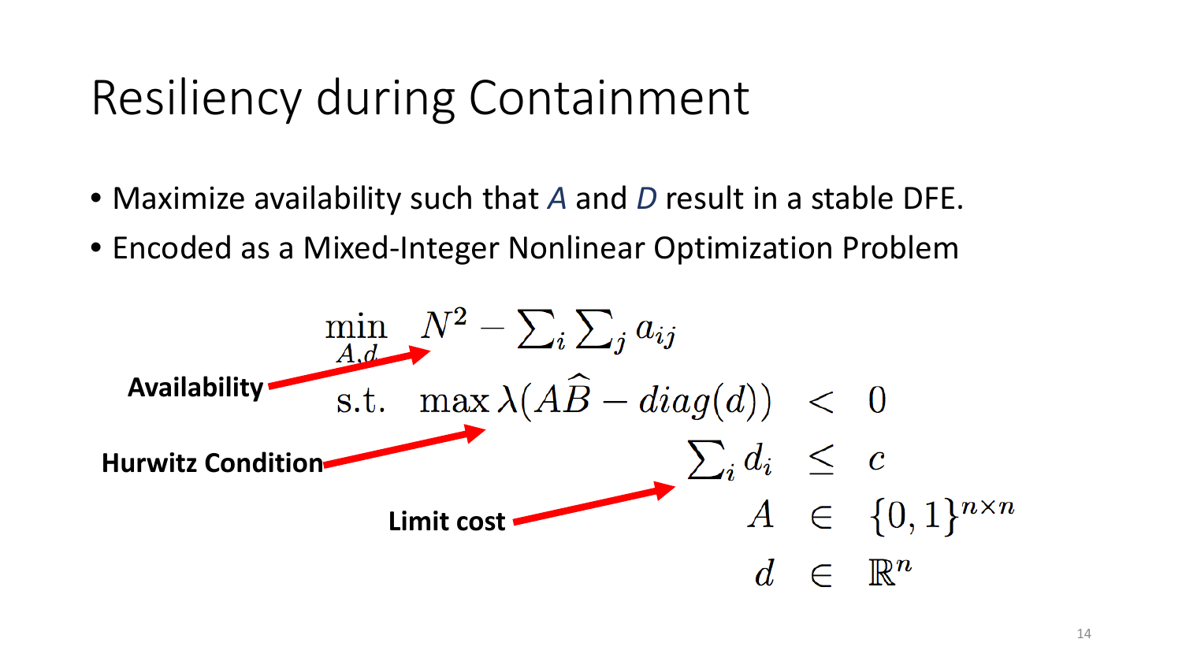# Resiliency during Containment

- Maximize availability such that *A* and *D* result in a stable DFE.
- Encoded as a Mixed-Integer Nonlinear Optimization Problem

$$
\begin{aligned}
\min_{A,d} \quad & N^2 - \textstyle\sum_i \sum_j a_{ij} \\
\text{s.t.} \quad & \max \lambda(A\widehat{B} - diag(d)) < 0 \\
& \textstyle\sum_i d_i \leq c \\
& A \in \{0,1\}^{n \times n} \\
& d \in \mathbb{R}^n
\end{aligned}
$$

**Availability** → $N^2 - \sum_i \sum_j a_{ij}$

**Hurwitz Condition** → $\max \lambda(A\widehat{B} - diag(d)) < 0$

**Limit cost** → $\sum_i d_i \leq c$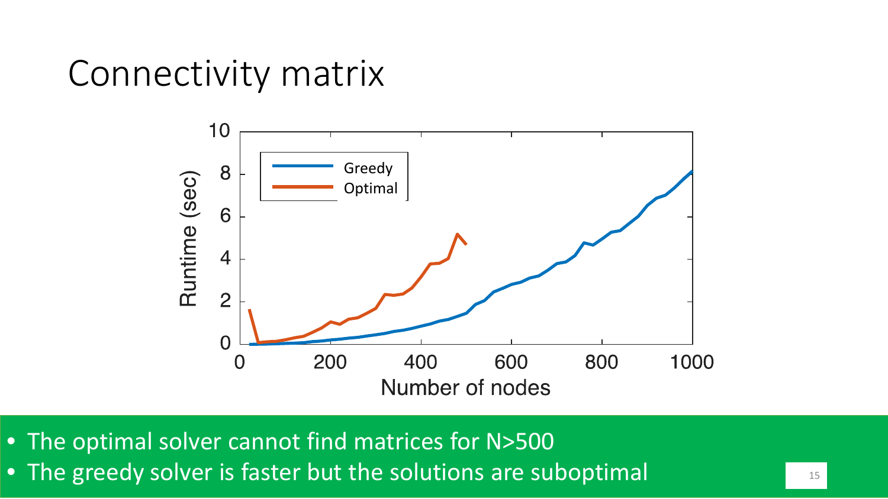# Connectivity matrix

- The optimal solver cannot find matrices for N>500
- The greedy solver is faster but the solutions are suboptimal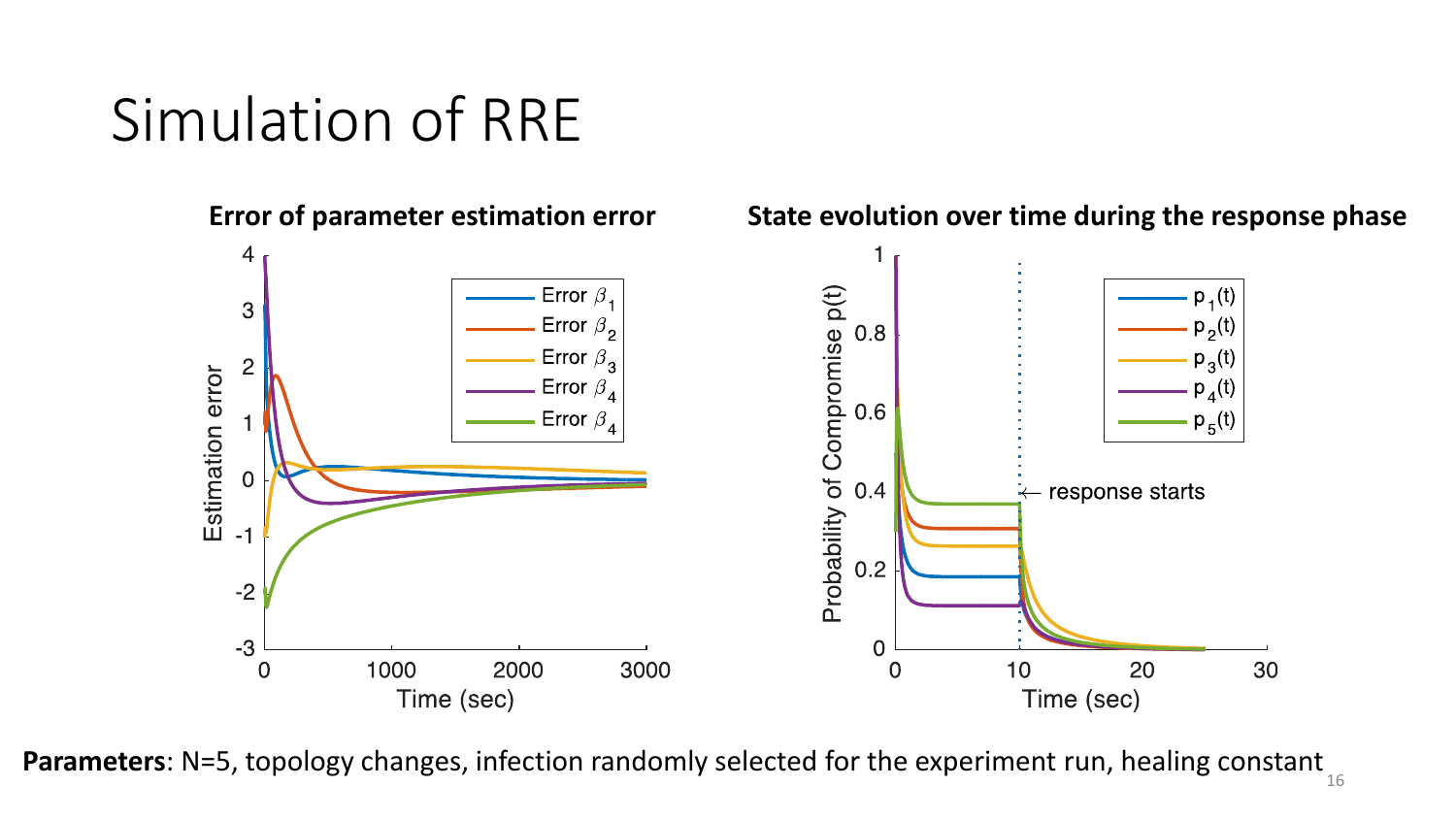# Simulation of RRE

**Error of parameter estimation error**

**State evolution over time during the response phase**

**Parameters**: N=5, topology changes, infection randomly selected for the experiment run, healing constant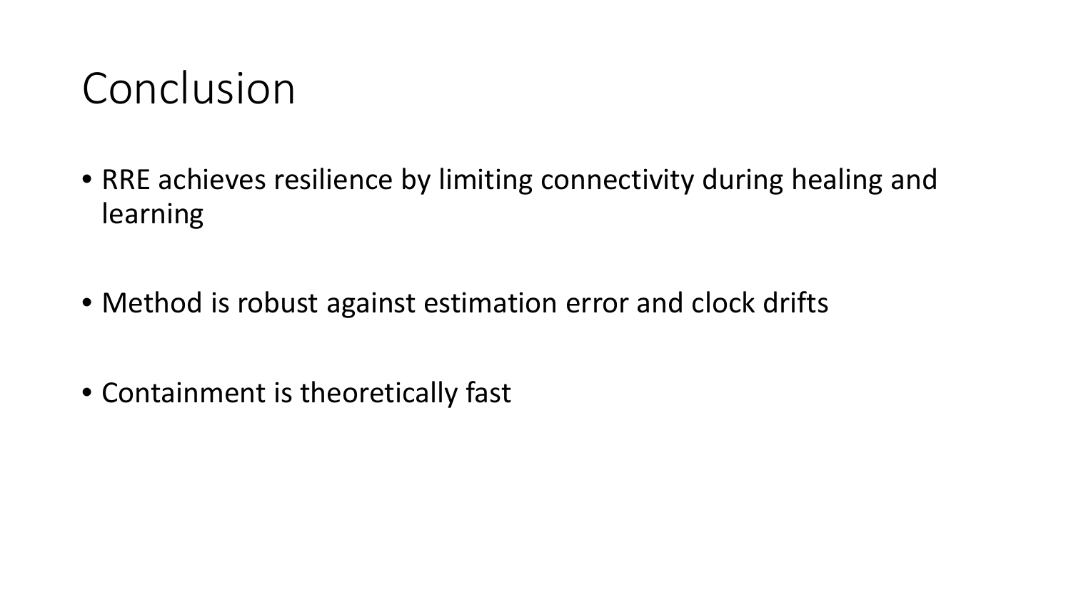# Conclusion

- RRE achieves resilience by limiting connectivity during healing and learning
- Method is robust against estimation error and clock drifts
- Containment is theoretically fast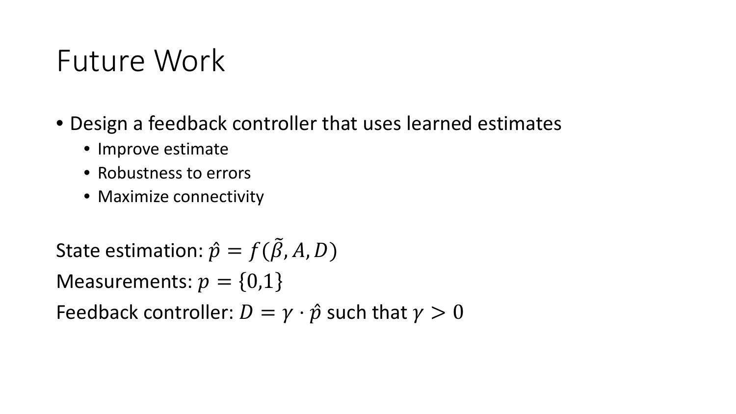# Future Work

- Design a feedback controller that uses learned estimates
  - Improve estimate
  - Robustness to errors
  - Maximize connectivity

State estimation: $\hat{p} = f(\tilde{\beta}, A, D)$

Measurements: $p = \{0,1\}$

Feedback controller: $D = \gamma \cdot \hat{p}$ such that $\gamma > 0$